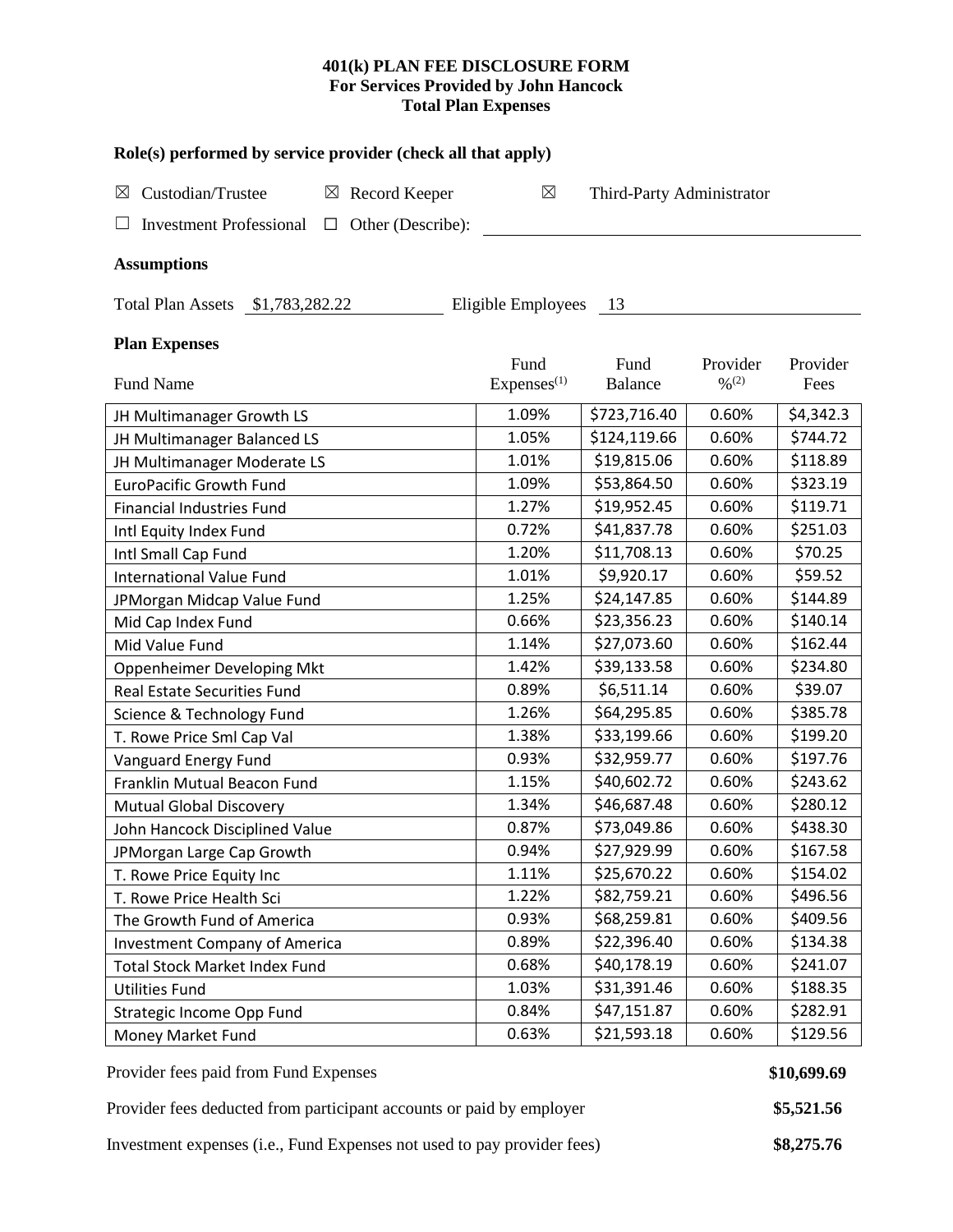**401(k) PLAN FEE DISCLOSURE FORM**
**For Services Provided by John Hancock**
**Total Plan Expenses**

**Role(s) performed by service provider (check all that apply)**

☒ Custodian/Trustee ☒ Record Keeper ☒ Third-Party Administrator

☐ Investment Professional ☐ Other (Describe):

**Assumptions**

Total Plan Assets $1,783,282.22 Eligible Employees 13

**Plan Expenses**

| Fund Name | Fund Expenses[1] | Fund Balance | Provider %[2] | Provider Fees |
|---|---|---|---|---|
| JH Multimanager Growth LS | 1.09% | $723,716.40 | 0.60% | $4,342.3 |
| JH Multimanager Balanced LS | 1.05% | $124,119.66 | 0.60% | $744.72 |
| JH Multimanager Moderate LS | 1.01% | $19,815.06 | 0.60% | $118.89 |
| EuroPacific Growth Fund | 1.09% | $53,864.50 | 0.60% | $323.19 |
| Financial Industries Fund | 1.27% | $19,952.45 | 0.60% | $119.71 |
| Intl Equity Index Fund | 0.72% | $41,837.78 | 0.60% | $251.03 |
| Intl Small Cap Fund | 1.20% | $11,708.13 | 0.60% | $70.25 |
| International Value Fund | 1.01% | $9,920.17 | 0.60% | $59.52 |
| JPMorgan Midcap Value Fund | 1.25% | $24,147.85 | 0.60% | $144.89 |
| Mid Cap Index Fund | 0.66% | $23,356.23 | 0.60% | $140.14 |
| Mid Value Fund | 1.14% | $27,073.60 | 0.60% | $162.44 |
| Oppenheimer Developing Mkt | 1.42% | $39,133.58 | 0.60% | $234.80 |
| Real Estate Securities Fund | 0.89% | $6,511.14 | 0.60% | $39.07 |
| Science & Technology Fund | 1.26% | $64,295.85 | 0.60% | $385.78 |
| T. Rowe Price Sml Cap Val | 1.38% | $33,199.66 | 0.60% | $199.20 |
| Vanguard Energy Fund | 0.93% | $32,959.77 | 0.60% | $197.76 |
| Franklin Mutual Beacon Fund | 1.15% | $40,602.72 | 0.60% | $243.62 |
| Mutual Global Discovery | 1.34% | $46,687.48 | 0.60% | $280.12 |
| John Hancock Disciplined Value | 0.87% | $73,049.86 | 0.60% | $438.30 |
| JPMorgan Large Cap Growth | 0.94% | $27,929.99 | 0.60% | $167.58 |
| T. Rowe Price Equity Inc | 1.11% | $25,670.22 | 0.60% | $154.02 |
| T. Rowe Price Health Sci | 1.22% | $82,759.21 | 0.60% | $496.56 |
| The Growth Fund of America | 0.93% | $68,259.81 | 0.60% | $409.56 |
| Investment Company of America | 0.89% | $22,396.40 | 0.60% | $134.38 |
| Total Stock Market Index Fund | 0.68% | $40,178.19 | 0.60% | $241.07 |
| Utilities Fund | 1.03% | $31,391.46 | 0.60% | $188.35 |
| Strategic Income Opp Fund | 0.84% | $47,151.87 | 0.60% | $282.91 |
| Money Market Fund | 0.63% | $21,593.18 | 0.60% | $129.56 |

Provider fees paid from Fund Expenses **$10,699.69**

Provider fees deducted from participant accounts or paid by employer **$5,521.56**

Investment expenses (i.e., Fund Expenses not used to pay provider fees) **$8,275.76**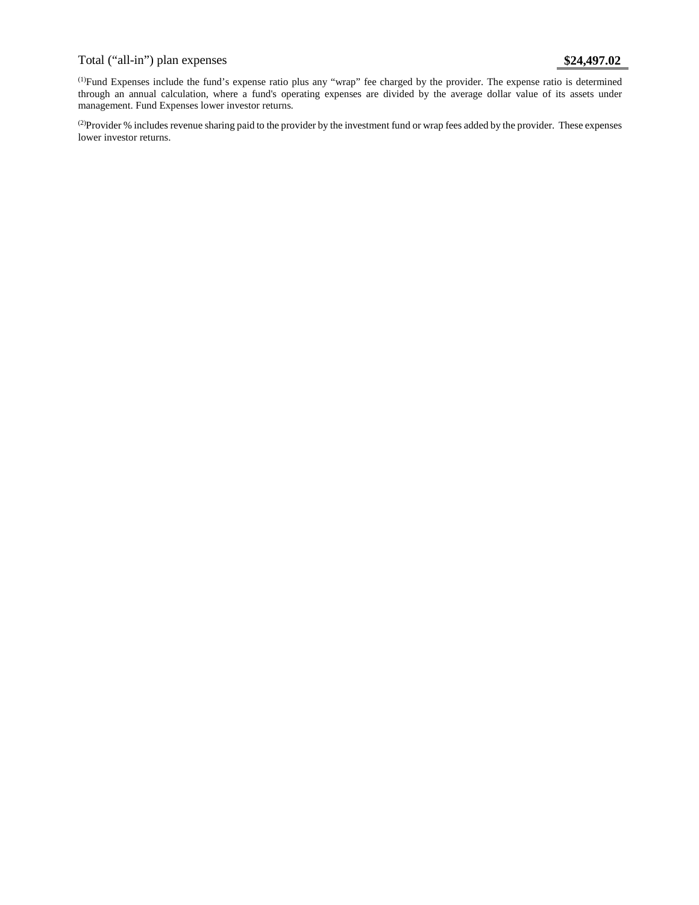| Total ("all-in") plan expenses | **$24,497.02** |
|---|---|

[(1)]Fund Expenses include the fund's expense ratio plus any "wrap" fee charged by the provider. The expense ratio is determined through an annual calculation, where a fund's operating expenses are divided by the average dollar value of its assets under management. Fund Expenses lower investor returns.

[(2)]Provider % includes revenue sharing paid to the provider by the investment fund or wrap fees added by the provider. These expenses lower investor returns.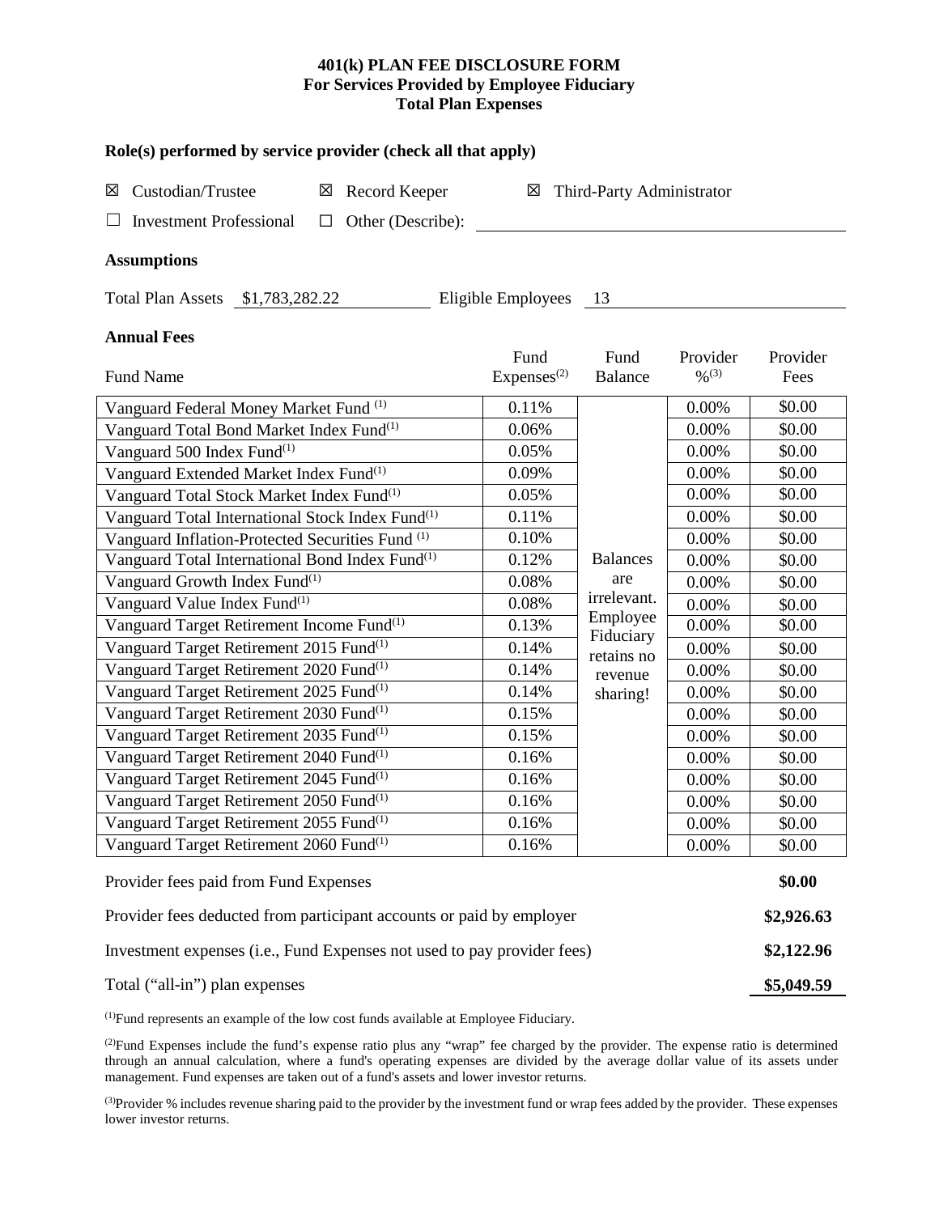**401(k) PLAN FEE DISCLOSURE FORM**
**For Services Provided by Employee Fiduciary**
**Total Plan Expenses**

**Role(s) performed by service provider (check all that apply)**

☒ Custodian/Trustee ☒ Record Keeper ☒ Third-Party Administrator

☐ Investment Professional ☐ Other (Describe): \_\_\_\_\_\_\_\_\_\_\_\_\_\_\_\_

**Assumptions**

Total Plan Assets $1,783,282.22 Eligible Employees 13

**Annual Fees**

| Fund Name | Fund Expenses[(2)] | Fund Balance | Provider %[(3)] | Provider Fees |
|---|---|---|---|---|
| Vanguard Federal Money Market Fund [(1)] | 0.11% | Balances are irrelevant. Employee Fiduciary retains no revenue sharing! | 0.00% | $0.00 |
| Vanguard Total Bond Market Index Fund[(1)] | 0.06% | | 0.00% | $0.00 |
| Vanguard 500 Index Fund[(1)] | 0.05% | | 0.00% | $0.00 |
| Vanguard Extended Market Index Fund[(1)] | 0.09% | | 0.00% | $0.00 |
| Vanguard Total Stock Market Index Fund[(1)] | 0.05% | | 0.00% | $0.00 |
| Vanguard Total International Stock Index Fund[(1)] | 0.11% | | 0.00% | $0.00 |
| Vanguard Inflation-Protected Securities Fund [(1)] | 0.10% | | 0.00% | $0.00 |
| Vanguard Total International Bond Index Fund[(1)] | 0.12% | | 0.00% | $0.00 |
| Vanguard Growth Index Fund[(1)] | 0.08% | | 0.00% | $0.00 |
| Vanguard Value Index Fund[(1)] | 0.08% | | 0.00% | $0.00 |
| Vanguard Target Retirement Income Fund[(1)] | 0.13% | | 0.00% | $0.00 |
| Vanguard Target Retirement 2015 Fund[(1)] | 0.14% | | 0.00% | $0.00 |
| Vanguard Target Retirement 2020 Fund[(1)] | 0.14% | | 0.00% | $0.00 |
| Vanguard Target Retirement 2025 Fund[(1)] | 0.14% | | 0.00% | $0.00 |
| Vanguard Target Retirement 2030 Fund[(1)] | 0.15% | | 0.00% | $0.00 |
| Vanguard Target Retirement 2035 Fund[(1)] | 0.15% | | 0.00% | $0.00 |
| Vanguard Target Retirement 2040 Fund[(1)] | 0.16% | | 0.00% | $0.00 |
| Vanguard Target Retirement 2045 Fund[(1)] | 0.16% | | 0.00% | $0.00 |
| Vanguard Target Retirement 2050 Fund[(1)] | 0.16% | | 0.00% | $0.00 |
| Vanguard Target Retirement 2055 Fund[(1)] | 0.16% | | 0.00% | $0.00 |
| Vanguard Target Retirement 2060 Fund[(1)] | 0.16% | | 0.00% | $0.00 |

| | |
|---|---|
| Provider fees paid from Fund Expenses | **$0.00** |
| Provider fees deducted from participant accounts or paid by employer | **$2,926.63** |
| Investment expenses (i.e., Fund Expenses not used to pay provider fees) | **$2,122.96** |
| Total ("all-in") plan expenses | **$5,049.59** |

[(1)]Fund represents an example of the low cost funds available at Employee Fiduciary.

[(2)]Fund Expenses include the fund's expense ratio plus any "wrap" fee charged by the provider. The expense ratio is determined through an annual calculation, where a fund's operating expenses are divided by the average dollar value of its assets under management. Fund expenses are taken out of a fund's assets and lower investor returns.

[(3)]Provider % includes revenue sharing paid to the provider by the investment fund or wrap fees added by the provider. These expenses lower investor returns.